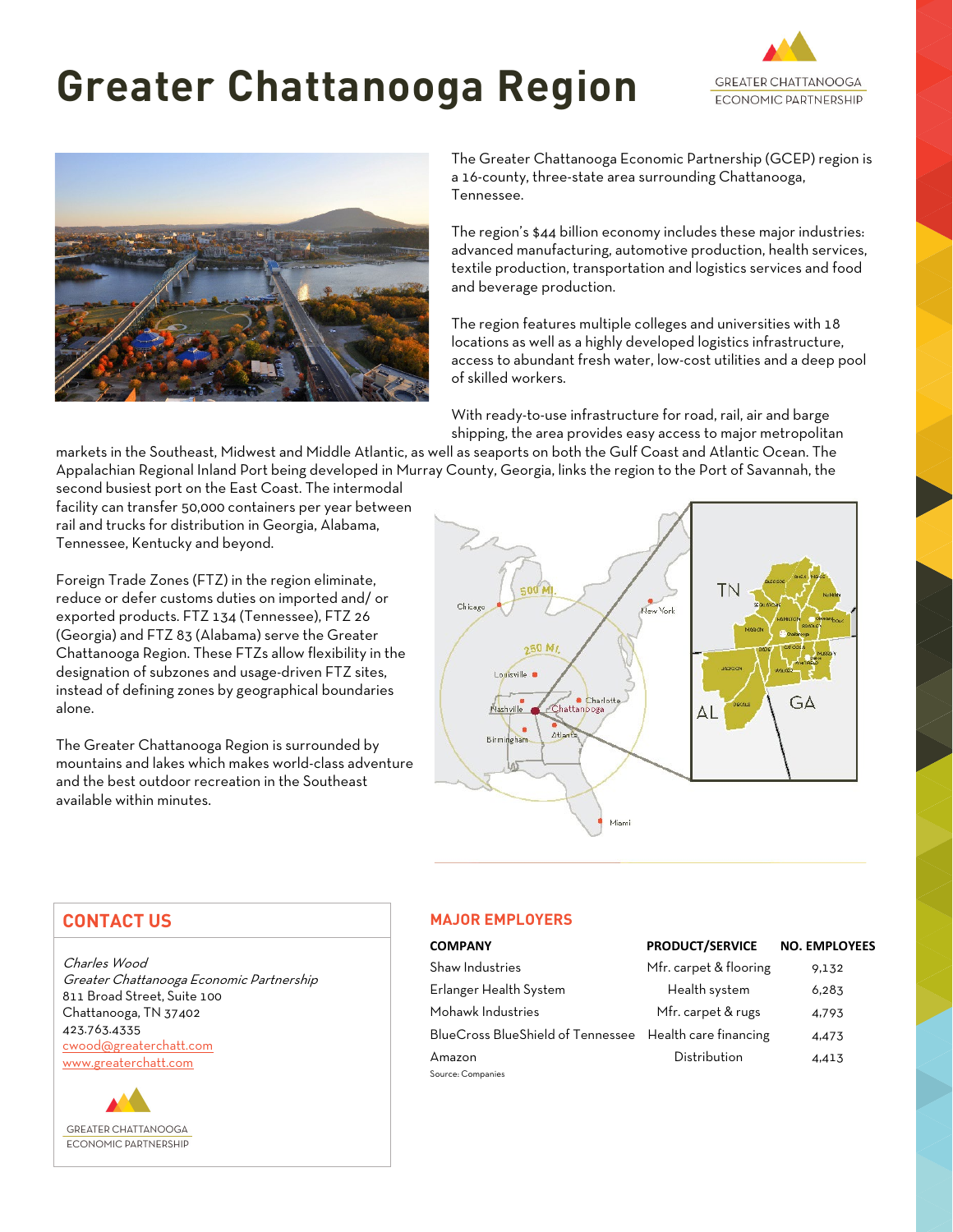# Greater Chattanooga Region

GREATER CHATTANOOGA ECONOMIC PARTNERSHIP

The Greater Chattanooga Economic Partnership (GCEP) region is a 16-county, three-state area surrounding Chattanooga, Tennessee.

The region's $44 billion economy includes these major industries: advanced manufacturing, automotive production, health services, textile production, transportation and logistics services and food and beverage production.

The region features multiple colleges and universities with 18 locations as well as a highly developed logistics infrastructure, access to abundant fresh water, low-cost utilities and a deep pool of skilled workers.

With ready-to-use infrastructure for road, rail, air and barge shipping, the area provides easy access to major metropolitan markets in the Southeast, Midwest and Middle Atlantic, as well as seaports on both the Gulf Coast and Atlantic Ocean. The Appalachian Regional Inland Port being developed in Murray County, Georgia, links the region to the Port of Savannah, the second busiest port on the East Coast. The intermodal facility can transfer 50,000 containers per year between rail and trucks for distribution in Georgia, Alabama, Tennessee, Kentucky and beyond.

Foreign Trade Zones (FTZ) in the region eliminate, reduce or defer customs duties on imported and/ or exported products. FTZ 134 (Tennessee), FTZ 26 (Georgia) and FTZ 83 (Alabama) serve the Greater Chattanooga Region. These FTZs allow flexibility in the designation of subzones and usage-driven FTZ sites, instead of defining zones by geographical boundaries alone.

The Greater Chattanooga Region is surrounded by mountains and lakes which makes world-class adventure and the best outdoor recreation in the Southeast available within minutes.

## CONTACT US

*Charles Wood*
*Greater Chattanooga Economic Partnership*
811 Broad Street, Suite 100
Chattanooga, TN 37402
423.763.4335
cwood@greaterchatt.com
www.greaterchatt.com

GREATER CHATTANOOGA ECONOMIC PARTNERSHIP

## MAJOR EMPLOYERS

| COMPANY | PRODUCT/SERVICE | NO. EMPLOYEES |
|---|---|---|
| Shaw Industries | Mfr. carpet & flooring | 9,132 |
| Erlanger Health System | Health system | 6,283 |
| Mohawk Industries | Mfr. carpet & rugs | 4,793 |
| BlueCross BlueShield of Tennessee | Health care financing | 4,473 |
| Amazon | Distribution | 4,413 |

Source: Companies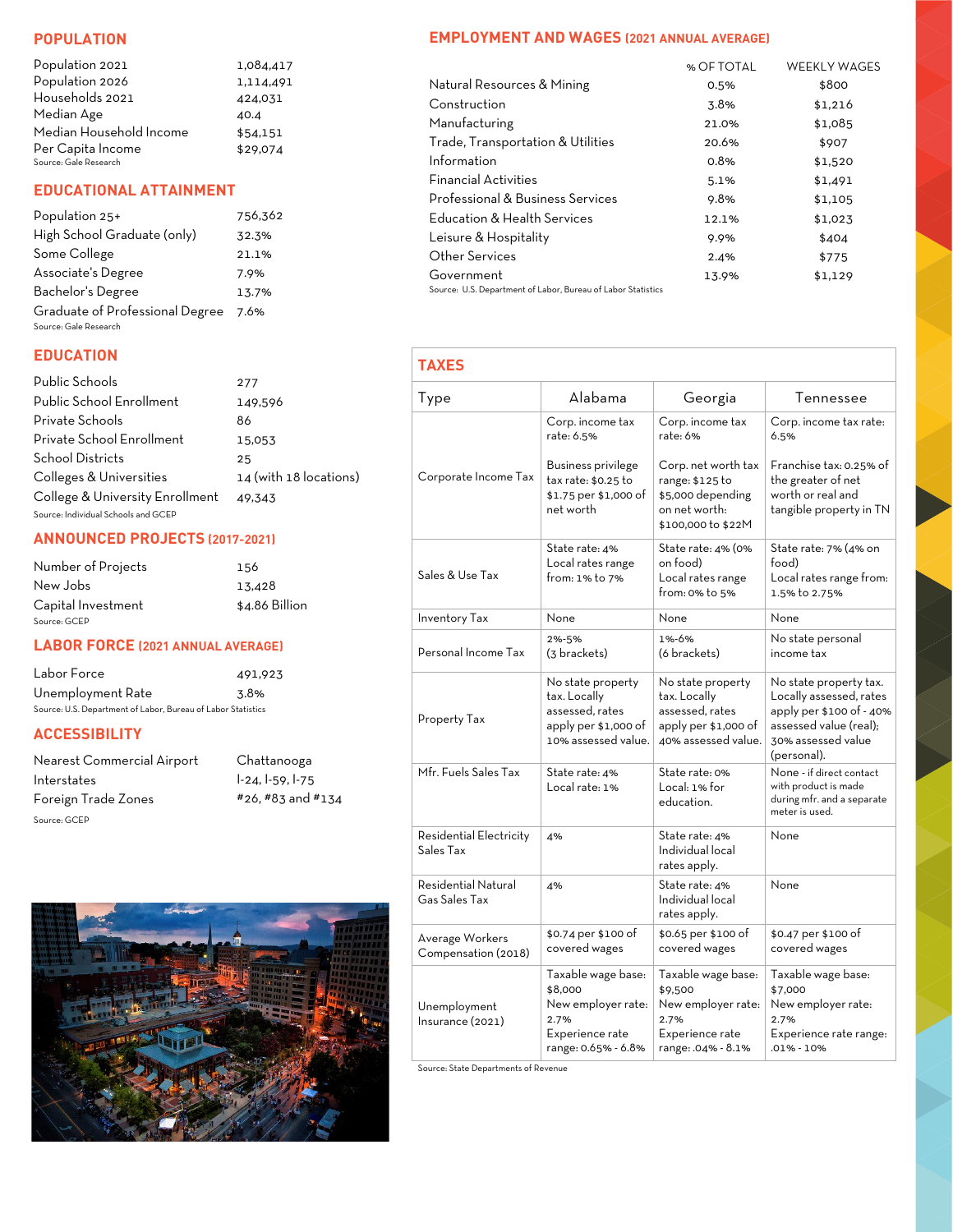## POPULATION

| | |
|---|---|
| Population 2021 | 1,084,417 |
| Population 2026 | 1,114,491 |
| Households 2021 | 424,031 |
| Median Age | 40.4 |
| Median Household Income | $54,151 |
| Per Capita Income | $29,074 |

Source: Gale Research

## EDUCATIONAL ATTAINMENT

| | |
|---|---|
| Population 25+ | 756,362 |
| High School Graduate (only) | 32.3% |
| Some College | 21.1% |
| Associate's Degree | 7.9% |
| Bachelor's Degree | 13.7% |
| Graduate of Professional Degree | 7.6% |

Source: Gale Research

## EDUCATION

| | |
|---|---|
| Public Schools | 277 |
| Public School Enrollment | 149,596 |
| Private Schools | 86 |
| Private School Enrollment | 15,053 |
| School Districts | 25 |
| Colleges & Universities | 14 (with 18 locations) |
| College & University Enrollment | 49,343 |

Source: Individual Schools and GCEP

## ANNOUNCED PROJECTS (2017-2021)

| | |
|---|---|
| Number of Projects | 156 |
| New Jobs | 13,428 |
| Capital Investment | $4.86 Billion |

Source: GCEP

## LABOR FORCE (2021 ANNUAL AVERAGE)

| | |
|---|---|
| Labor Force | 491,923 |
| Unemployment Rate | 3.8% |

Source: U.S. Department of Labor, Bureau of Labor Statistics

## ACCESSIBILITY

| | |
|---|---|
| Nearest Commercial Airport | Chattanooga |
| Interstates | I-24, I-59, I-75 |
| Foreign Trade Zones | #26, #83 and #134 |

Source: GCEP

## EMPLOYMENT AND WAGES (2021 ANNUAL AVERAGE)

| | % OF TOTAL | WEEKLY WAGES |
|---|---|---|
| Natural Resources & Mining | 0.5% | $800 |
| Construction | 3.8% | $1,216 |
| Manufacturing | 21.0% | $1,085 |
| Trade, Transportation & Utilities | 20.6% | $907 |
| Information | 0.8% | $1,520 |
| Financial Activities | 5.1% | $1,491 |
| Professional & Business Services | 9.8% | $1,105 |
| Education & Health Services | 12.1% | $1,023 |
| Leisure & Hospitality | 9.9% | $404 |
| Other Services | 2.4% | $775 |
| Government | 13.9% | $1,129 |

Source: U.S. Department of Labor, Bureau of Labor Statistics

## TAXES

| Type | Alabama | Georgia | Tennessee |
|---|---|---|---|
| Corporate Income Tax | Corp. income tax rate: 6.5%<br><br>Business privilege tax rate: $0.25 to $1.75 per $1,000 of net worth | Corp. income tax rate: 6%<br><br>Corp. net worth tax range: $125 to $5,000 depending on net worth: $100,000 to $22M | Corp. income tax rate: 6.5%<br><br>Franchise tax: 0.25% of the greater of net worth or real and tangible property in TN |
| Sales & Use Tax | State rate: 4%<br>Local rates range from: 1% to 7% | State rate: 4% (0% on food)<br>Local rates range from: 0% to 5% | State rate: 7% (4% on food)<br>Local rates range from: 1.5% to 2.75% |
| Inventory Tax | None | None | None |
| Personal Income Tax | 2%-5%<br>(3 brackets) | 1%-6%<br>(6 brackets) | No state personal income tax |
| Property Tax | No state property tax. Locally assessed, rates apply per $1,000 of 10% assessed value. | No state property tax. Locally assessed, rates apply per $1,000 of 40% assessed value. | No state property tax. Locally assessed, rates apply per $100 of - 40% assessed value (real); 30% assessed value (personal). |
| Mfr. Fuels Sales Tax | State rate: 4%<br>Local rate: 1% | State rate: 0%<br>Local: 1% for education. | None - if direct contact with product is made during mfr. and a separate meter is used. |
| Residential Electricity Sales Tax | 4% | State rate: 4%<br>Individual local rates apply. | None |
| Residential Natural Gas Sales Tax | 4% | State rate: 4%<br>Individual local rates apply. | None |
| Average Workers Compensation (2018) | $0.74 per $100 of covered wages | $0.65 per $100 of covered wages | $0.47 per $100 of covered wages |
| Unemployment Insurance (2021) | Taxable wage base: $8,000<br>New employer rate: 2.7%<br>Experience rate range: 0.65% - 6.8% | Taxable wage base: $9,500<br>New employer rate: 2.7%<br>Experience rate range: .04% - 8.1% | Taxable wage base: $7,000<br>New employer rate: 2.7%<br>Experience rate range: .01% - 10% |

Source: State Departments of Revenue